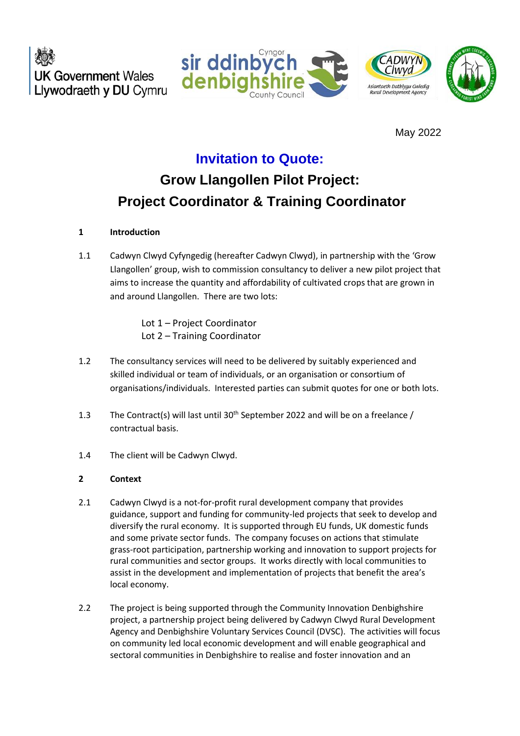May 2022

# Invitation to Quote:

## Grow Llangollen Pilot Project:
## Project Coordinator & Training Coordinator

**1 Introduction**

1.1 Cadwyn Clwyd Cyfyngedig (hereafter Cadwyn Clwyd), in partnership with the 'Grow Llangollen' group, wish to commission consultancy to deliver a new pilot project that aims to increase the quantity and affordability of cultivated crops that are grown in and around Llangollen. There are two lots:

Lot 1 – Project Coordinator
Lot 2 – Training Coordinator

1.2 The consultancy services will need to be delivered by suitably experienced and skilled individual or team of individuals, or an organisation or consortium of organisations/individuals. Interested parties can submit quotes for one or both lots.

1.3 The Contract(s) will last until 30th September 2022 and will be on a freelance / contractual basis.

1.4 The client will be Cadwyn Clwyd.

**2 Context**

2.1 Cadwyn Clwyd is a not-for-profit rural development company that provides guidance, support and funding for community-led projects that seek to develop and diversify the rural economy. It is supported through EU funds, UK domestic funds and some private sector funds. The company focuses on actions that stimulate grass-root participation, partnership working and innovation to support projects for rural communities and sector groups. It works directly with local communities to assist in the development and implementation of projects that benefit the area's local economy.

2.2 The project is being supported through the Community Innovation Denbighshire project, a partnership project being delivered by Cadwyn Clwyd Rural Development Agency and Denbighshire Voluntary Services Council (DVSC). The activities will focus on community led local economic development and will enable geographical and sectoral communities in Denbighshire to realise and foster innovation and an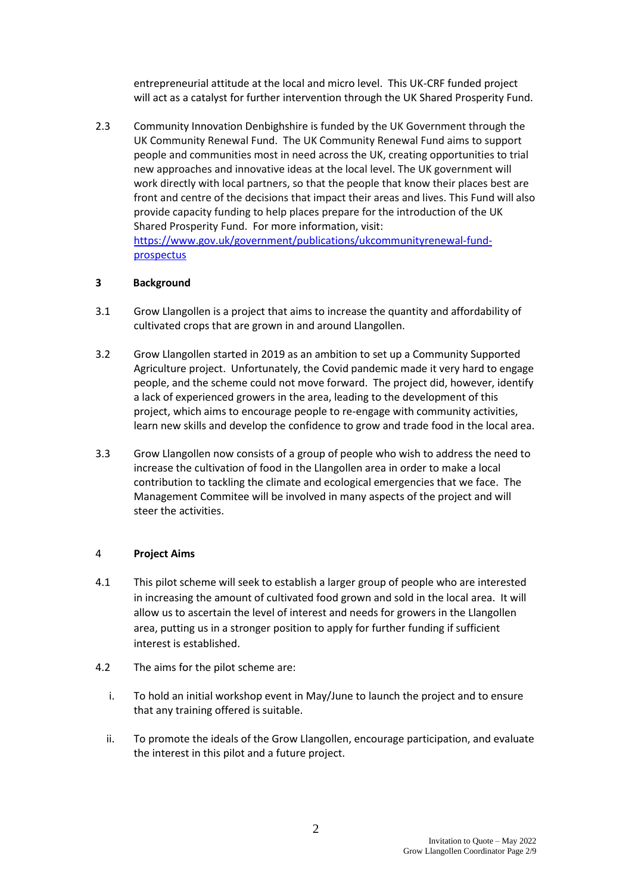entrepreneurial attitude at the local and micro level. This UK-CRF funded project will act as a catalyst for further intervention through the UK Shared Prosperity Fund.

2.3 Community Innovation Denbighshire is funded by the UK Government through the UK Community Renewal Fund. The UK Community Renewal Fund aims to support people and communities most in need across the UK, creating opportunities to trial new approaches and innovative ideas at the local level. The UK government will work directly with local partners, so that the people that know their places best are front and centre of the decisions that impact their areas and lives. This Fund will also provide capacity funding to help places prepare for the introduction of the UK Shared Prosperity Fund. For more information, visit: [https://www.gov.uk/government/publications/ukcommunityrenewal-fund-prospectus](https://www.gov.uk/government/publications/ukcommunityrenewal-fund-prospectus)

## 3 Background

3.1 Grow Llangollen is a project that aims to increase the quantity and affordability of cultivated crops that are grown in and around Llangollen.

3.2 Grow Llangollen started in 2019 as an ambition to set up a Community Supported Agriculture project. Unfortunately, the Covid pandemic made it very hard to engage people, and the scheme could not move forward. The project did, however, identify a lack of experienced growers in the area, leading to the development of this project, which aims to encourage people to re-engage with community activities, learn new skills and develop the confidence to grow and trade food in the local area.

3.3 Grow Llangollen now consists of a group of people who wish to address the need to increase the cultivation of food in the Llangollen area in order to make a local contribution to tackling the climate and ecological emergencies that we face. The Management Commitee will be involved in many aspects of the project and will steer the activities.

## 4 Project Aims

4.1 This pilot scheme will seek to establish a larger group of people who are interested in increasing the amount of cultivated food grown and sold in the local area. It will allow us to ascertain the level of interest and needs for growers in the Llangollen area, putting us in a stronger position to apply for further funding if sufficient interest is established.

4.2 The aims for the pilot scheme are:

i. To hold an initial workshop event in May/June to launch the project and to ensure that any training offered is suitable.

ii. To promote the ideals of the Grow Llangollen, encourage participation, and evaluate the interest in this pilot and a future project.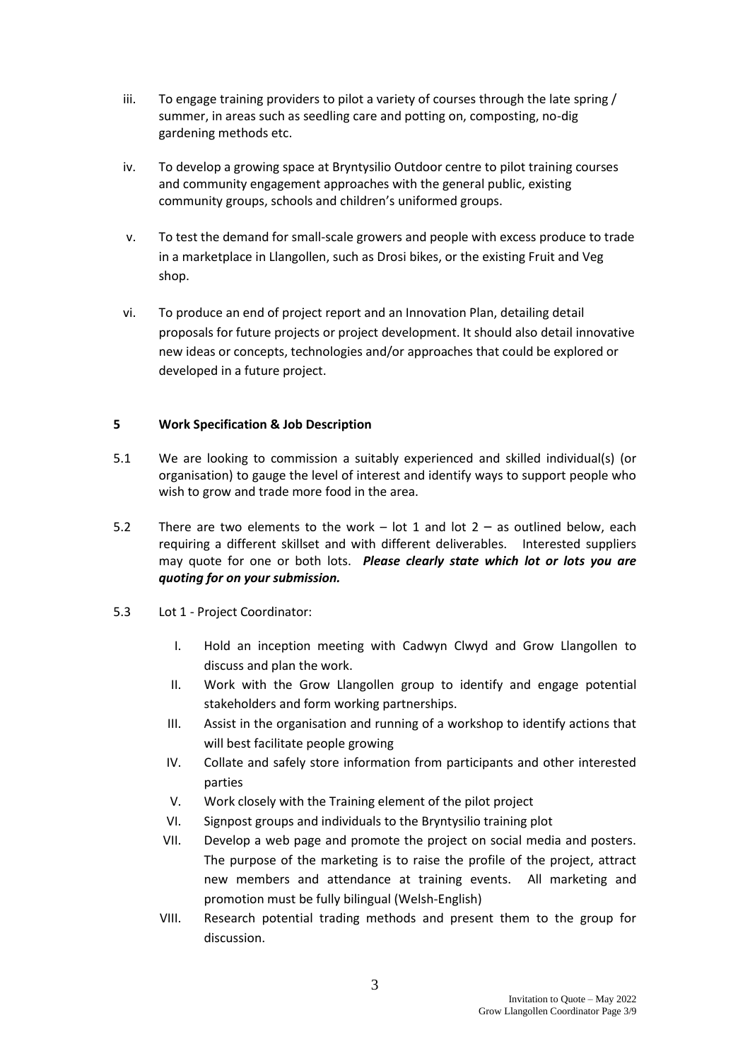iii. To engage training providers to pilot a variety of courses through the late spring / summer, in areas such as seedling care and potting on, composting, no-dig gardening methods etc.

iv. To develop a growing space at Bryntysilio Outdoor centre to pilot training courses and community engagement approaches with the general public, existing community groups, schools and children's uniformed groups.

v. To test the demand for small-scale growers and people with excess produce to trade in a marketplace in Llangollen, such as Drosi bikes, or the existing Fruit and Veg shop.

vi. To produce an end of project report and an Innovation Plan, detailing detail proposals for future projects or project development. It should also detail innovative new ideas or concepts, technologies and/or approaches that could be explored or developed in a future project.

## 5 Work Specification & Job Description

5.1 We are looking to commission a suitably experienced and skilled individual(s) (or organisation) to gauge the level of interest and identify ways to support people who wish to grow and trade more food in the area.

5.2 There are two elements to the work – lot 1 and lot 2 – as outlined below, each requiring a different skillset and with different deliverables. Interested suppliers may quote for one or both lots. ***Please clearly state which lot or lots you are quoting for on your submission.***

5.3 Lot 1 - Project Coordinator:

I. Hold an inception meeting with Cadwyn Clwyd and Grow Llangollen to discuss and plan the work.

II. Work with the Grow Llangollen group to identify and engage potential stakeholders and form working partnerships.

III. Assist in the organisation and running of a workshop to identify actions that will best facilitate people growing

IV. Collate and safely store information from participants and other interested parties

V. Work closely with the Training element of the pilot project

VI. Signpost groups and individuals to the Bryntysilio training plot

VII. Develop a web page and promote the project on social media and posters. The purpose of the marketing is to raise the profile of the project, attract new members and attendance at training events. All marketing and promotion must be fully bilingual (Welsh-English)

VIII. Research potential trading methods and present them to the group for discussion.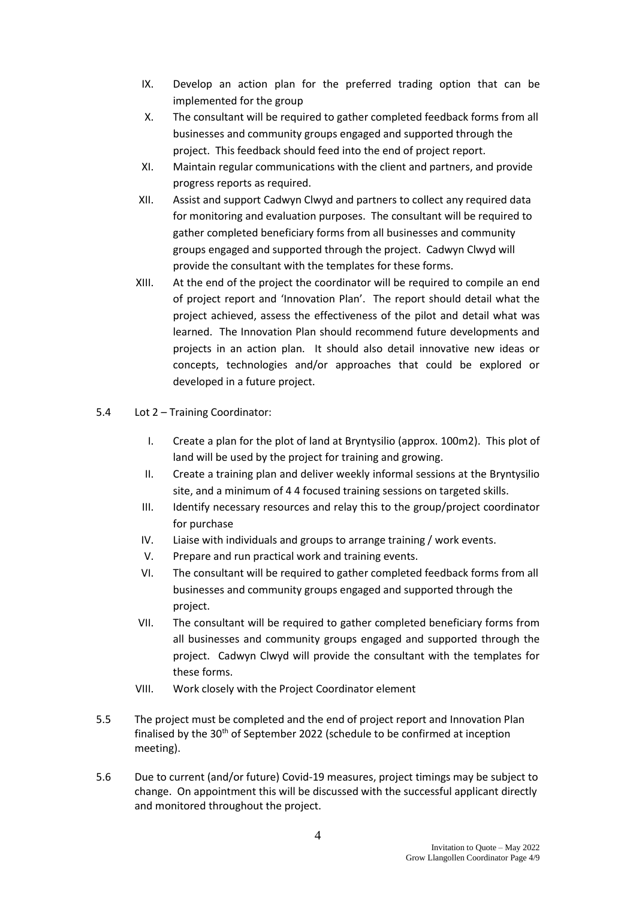IX. Develop an action plan for the preferred trading option that can be implemented for the group

X. The consultant will be required to gather completed feedback forms from all businesses and community groups engaged and supported through the project. This feedback should feed into the end of project report.

XI. Maintain regular communications with the client and partners, and provide progress reports as required.

XII. Assist and support Cadwyn Clwyd and partners to collect any required data for monitoring and evaluation purposes. The consultant will be required to gather completed beneficiary forms from all businesses and community groups engaged and supported through the project. Cadwyn Clwyd will provide the consultant with the templates for these forms.

XIII. At the end of the project the coordinator will be required to compile an end of project report and 'Innovation Plan'. The report should detail what the project achieved, assess the effectiveness of the pilot and detail what was learned. The Innovation Plan should recommend future developments and projects in an action plan. It should also detail innovative new ideas or concepts, technologies and/or approaches that could be explored or developed in a future project.

5.4 Lot 2 – Training Coordinator:

I. Create a plan for the plot of land at Bryntysilio (approx. 100m2). This plot of land will be used by the project for training and growing.

II. Create a training plan and deliver weekly informal sessions at the Bryntysilio site, and a minimum of 4 4 focused training sessions on targeted skills.

III. Identify necessary resources and relay this to the group/project coordinator for purchase

IV. Liaise with individuals and groups to arrange training / work events.

V. Prepare and run practical work and training events.

VI. The consultant will be required to gather completed feedback forms from all businesses and community groups engaged and supported through the project.

VII. The consultant will be required to gather completed beneficiary forms from all businesses and community groups engaged and supported through the project. Cadwyn Clwyd will provide the consultant with the templates for these forms.

VIII. Work closely with the Project Coordinator element

5.5 The project must be completed and the end of project report and Innovation Plan finalised by the 30th of September 2022 (schedule to be confirmed at inception meeting).

5.6 Due to current (and/or future) Covid-19 measures, project timings may be subject to change. On appointment this will be discussed with the successful applicant directly and monitored throughout the project.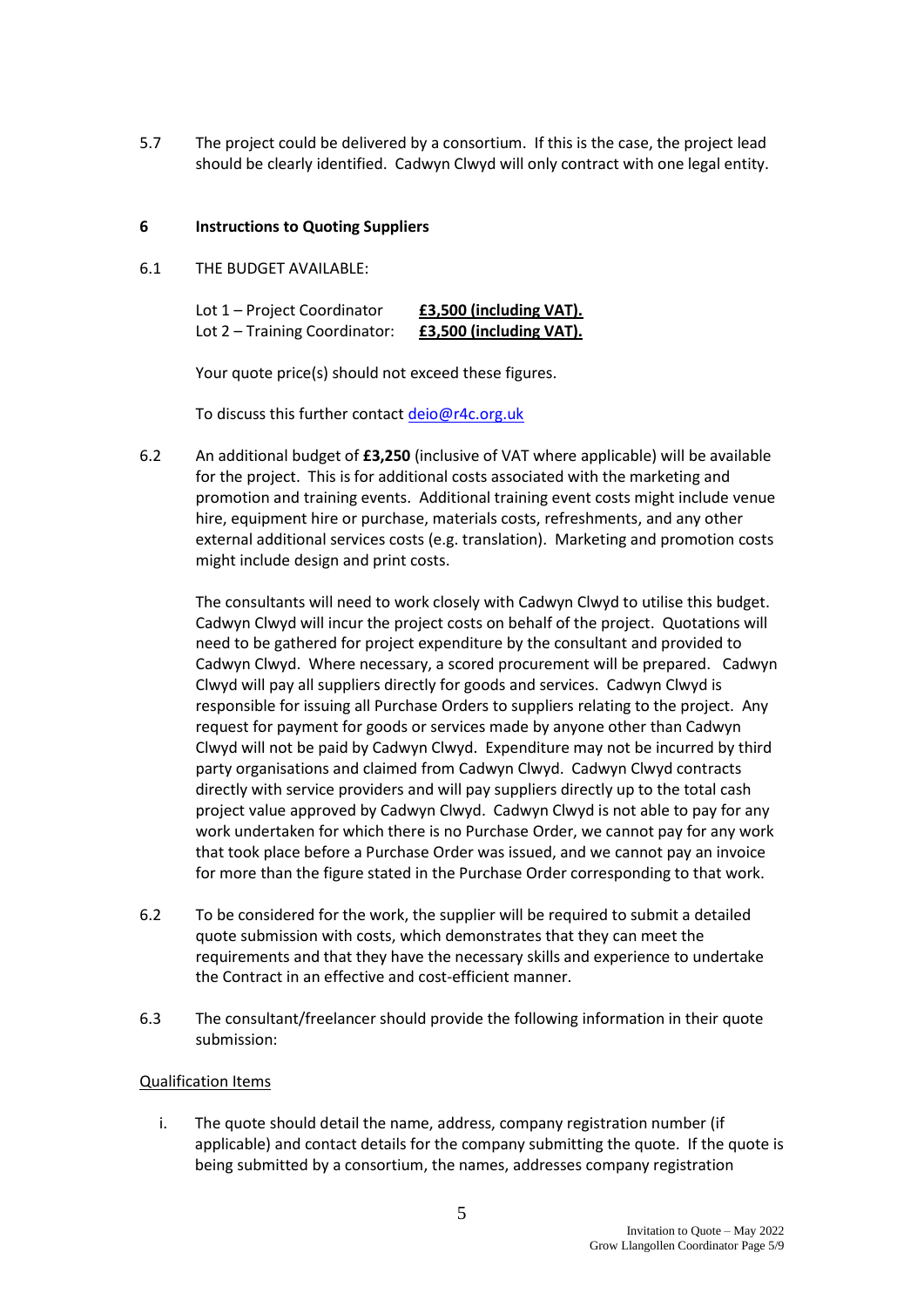5.7 The project could be delivered by a consortium. If this is the case, the project lead should be clearly identified. Cadwyn Clwyd will only contract with one legal entity.

## 6 Instructions to Quoting Suppliers

6.1 THE BUDGET AVAILABLE:

| | |
|---|---|
| Lot 1 – Project Coordinator | **£3,500 (including VAT).** |
| Lot 2 – Training Coordinator: | **£3,500 (including VAT).** |

Your quote price(s) should not exceed these figures.

To discuss this further contact deio@r4c.org.uk

6.2 An additional budget of **£3,250** (inclusive of VAT where applicable) will be available for the project. This is for additional costs associated with the marketing and promotion and training events. Additional training event costs might include venue hire, equipment hire or purchase, materials costs, refreshments, and any other external additional services costs (e.g. translation). Marketing and promotion costs might include design and print costs.

The consultants will need to work closely with Cadwyn Clwyd to utilise this budget. Cadwyn Clwyd will incur the project costs on behalf of the project. Quotations will need to be gathered for project expenditure by the consultant and provided to Cadwyn Clwyd. Where necessary, a scored procurement will be prepared. Cadwyn Clwyd will pay all suppliers directly for goods and services. Cadwyn Clwyd is responsible for issuing all Purchase Orders to suppliers relating to the project. Any request for payment for goods or services made by anyone other than Cadwyn Clwyd will not be paid by Cadwyn Clwyd. Expenditure may not be incurred by third party organisations and claimed from Cadwyn Clwyd. Cadwyn Clwyd contracts directly with service providers and will pay suppliers directly up to the total cash project value approved by Cadwyn Clwyd. Cadwyn Clwyd is not able to pay for any work undertaken for which there is no Purchase Order, we cannot pay for any work that took place before a Purchase Order was issued, and we cannot pay an invoice for more than the figure stated in the Purchase Order corresponding to that work.

6.2 To be considered for the work, the supplier will be required to submit a detailed quote submission with costs, which demonstrates that they can meet the requirements and that they have the necessary skills and experience to undertake the Contract in an effective and cost-efficient manner.

6.3 The consultant/freelancer should provide the following information in their quote submission:

Qualification Items

i. The quote should detail the name, address, company registration number (if applicable) and contact details for the company submitting the quote. If the quote is being submitted by a consortium, the names, addresses company registration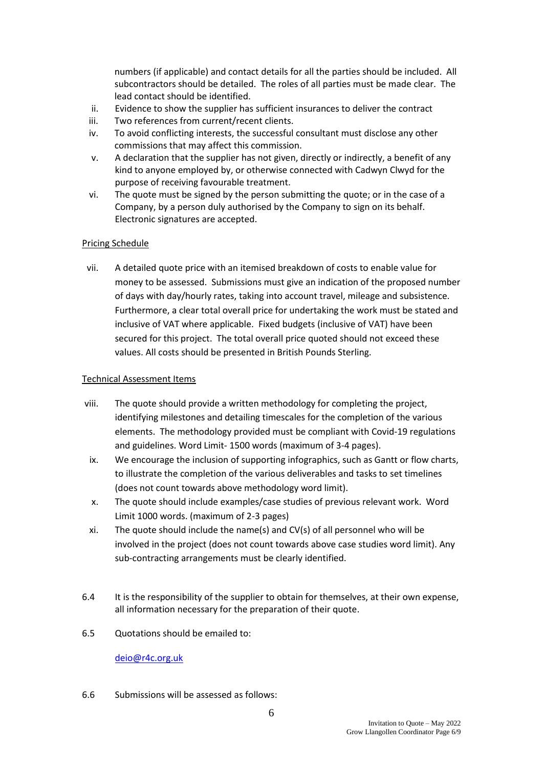numbers (if applicable) and contact details for all the parties should be included. All subcontractors should be detailed. The roles of all parties must be made clear. The lead contact should be identified.

ii. Evidence to show the supplier has sufficient insurances to deliver the contract
iii. Two references from current/recent clients.
iv. To avoid conflicting interests, the successful consultant must disclose any other commissions that may affect this commission.
v. A declaration that the supplier has not given, directly or indirectly, a benefit of any kind to anyone employed by, or otherwise connected with Cadwyn Clwyd for the purpose of receiving favourable treatment.
vi. The quote must be signed by the person submitting the quote; or in the case of a Company, by a person duly authorised by the Company to sign on its behalf. Electronic signatures are accepted.

<u>Pricing Schedule</u>

vii. A detailed quote price with an itemised breakdown of costs to enable value for money to be assessed. Submissions must give an indication of the proposed number of days with day/hourly rates, taking into account travel, mileage and subsistence. Furthermore, a clear total overall price for undertaking the work must be stated and inclusive of VAT where applicable. Fixed budgets (inclusive of VAT) have been secured for this project. The total overall price quoted should not exceed these values. All costs should be presented in British Pounds Sterling.

<u>Technical Assessment Items</u>

viii. The quote should provide a written methodology for completing the project, identifying milestones and detailing timescales for the completion of the various elements. The methodology provided must be compliant with Covid-19 regulations and guidelines. Word Limit- 1500 words (maximum of 3-4 pages).
ix. We encourage the inclusion of supporting infographics, such as Gantt or flow charts, to illustrate the completion of the various deliverables and tasks to set timelines (does not count towards above methodology word limit).
x. The quote should include examples/case studies of previous relevant work. Word Limit 1000 words. (maximum of 2-3 pages)
xi. The quote should include the name(s) and CV(s) of all personnel who will be involved in the project (does not count towards above case studies word limit). Any sub-contracting arrangements must be clearly identified.

6.4 It is the responsibility of the supplier to obtain for themselves, at their own expense, all information necessary for the preparation of their quote.

6.5 Quotations should be emailed to:

deio@r4c.org.uk

6.6 Submissions will be assessed as follows: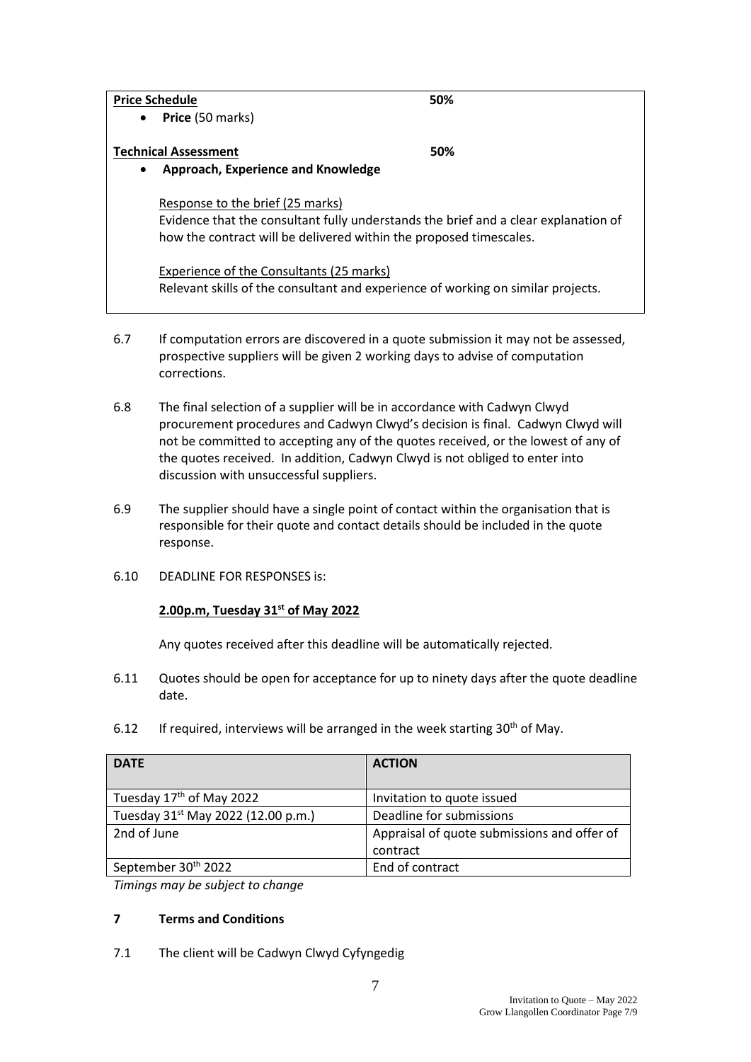**Price Schedule** **50%**

- **Price** (50 marks)

**Technical Assessment** **50%**

- **Approach, Experience and Knowledge**

  Response to the brief (25 marks)
  Evidence that the consultant fully understands the brief and a clear explanation of how the contract will be delivered within the proposed timescales.

  Experience of the Consultants (25 marks)
  Relevant skills of the consultant and experience of working on similar projects.

6.7 If computation errors are discovered in a quote submission it may not be assessed, prospective suppliers will be given 2 working days to advise of computation corrections.

6.8 The final selection of a supplier will be in accordance with Cadwyn Clwyd procurement procedures and Cadwyn Clwyd's decision is final. Cadwyn Clwyd will not be committed to accepting any of the quotes received, or the lowest of any of the quotes received. In addition, Cadwyn Clwyd is not obliged to enter into discussion with unsuccessful suppliers.

6.9 The supplier should have a single point of contact within the organisation that is responsible for their quote and contact details should be included in the quote response.

6.10 DEADLINE FOR RESPONSES is:

**2.00p.m, Tuesday 31st of May 2022**

Any quotes received after this deadline will be automatically rejected.

6.11 Quotes should be open for acceptance for up to ninety days after the quote deadline date.

6.12 If required, interviews will be arranged in the week starting 30th of May.

| DATE | ACTION |
|---|---|
| Tuesday 17th of May 2022 | Invitation to quote issued |
| Tuesday 31st May 2022 (12.00 p.m.) | Deadline for submissions |
| 2nd of June | Appraisal of quote submissions and offer of contract |
| September 30th 2022 | End of contract |

*Timings may be subject to change*

## 7 Terms and Conditions

7.1 The client will be Cadwyn Clwyd Cyfyngedig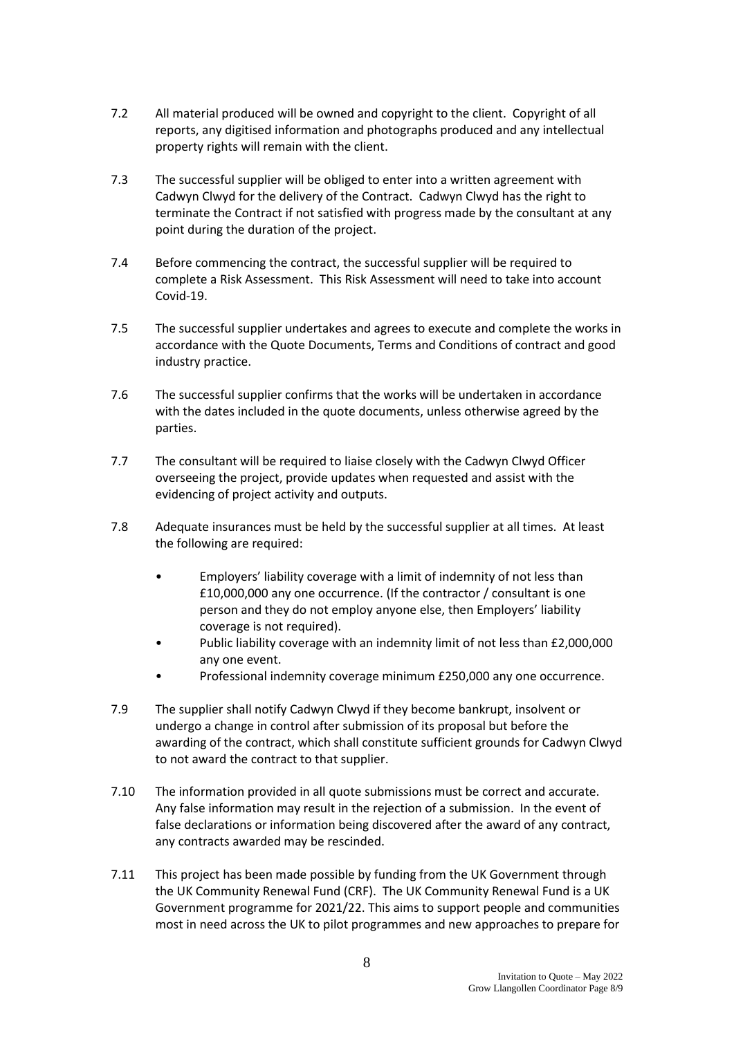7.2 All material produced will be owned and copyright to the client. Copyright of all reports, any digitised information and photographs produced and any intellectual property rights will remain with the client.

7.3 The successful supplier will be obliged to enter into a written agreement with Cadwyn Clwyd for the delivery of the Contract. Cadwyn Clwyd has the right to terminate the Contract if not satisfied with progress made by the consultant at any point during the duration of the project.

7.4 Before commencing the contract, the successful supplier will be required to complete a Risk Assessment. This Risk Assessment will need to take into account Covid-19.

7.5 The successful supplier undertakes and agrees to execute and complete the works in accordance with the Quote Documents, Terms and Conditions of contract and good industry practice.

7.6 The successful supplier confirms that the works will be undertaken in accordance with the dates included in the quote documents, unless otherwise agreed by the parties.

7.7 The consultant will be required to liaise closely with the Cadwyn Clwyd Officer overseeing the project, provide updates when requested and assist with the evidencing of project activity and outputs.

7.8 Adequate insurances must be held by the successful supplier at all times. At least the following are required:

- Employers' liability coverage with a limit of indemnity of not less than £10,000,000 any one occurrence. (If the contractor / consultant is one person and they do not employ anyone else, then Employers' liability coverage is not required).
- Public liability coverage with an indemnity limit of not less than £2,000,000 any one event.
- Professional indemnity coverage minimum £250,000 any one occurrence.

7.9 The supplier shall notify Cadwyn Clwyd if they become bankrupt, insolvent or undergo a change in control after submission of its proposal but before the awarding of the contract, which shall constitute sufficient grounds for Cadwyn Clwyd to not award the contract to that supplier.

7.10 The information provided in all quote submissions must be correct and accurate. Any false information may result in the rejection of a submission. In the event of false declarations or information being discovered after the award of any contract, any contracts awarded may be rescinded.

7.11 This project has been made possible by funding from the UK Government through the UK Community Renewal Fund (CRF). The UK Community Renewal Fund is a UK Government programme for 2021/22. This aims to support people and communities most in need across the UK to pilot programmes and new approaches to prepare for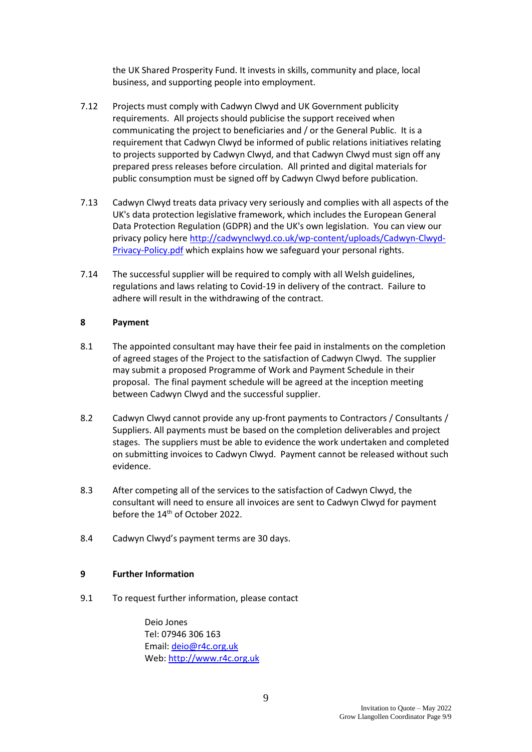the UK Shared Prosperity Fund. It invests in skills, community and place, local business, and supporting people into employment.

7.12 Projects must comply with Cadwyn Clwyd and UK Government publicity requirements. All projects should publicise the support received when communicating the project to beneficiaries and / or the General Public. It is a requirement that Cadwyn Clwyd be informed of public relations initiatives relating to projects supported by Cadwyn Clwyd, and that Cadwyn Clwyd must sign off any prepared press releases before circulation. All printed and digital materials for public consumption must be signed off by Cadwyn Clwyd before publication.

7.13 Cadwyn Clwyd treats data privacy very seriously and complies with all aspects of the UK's data protection legislative framework, which includes the European General Data Protection Regulation (GDPR) and the UK's own legislation. You can view our privacy policy here http://cadwynclwyd.co.uk/wp-content/uploads/Cadwyn-Clwyd-Privacy-Policy.pdf which explains how we safeguard your personal rights.

7.14 The successful supplier will be required to comply with all Welsh guidelines, regulations and laws relating to Covid-19 in delivery of the contract. Failure to adhere will result in the withdrawing of the contract.

## 8 Payment

8.1 The appointed consultant may have their fee paid in instalments on the completion of agreed stages of the Project to the satisfaction of Cadwyn Clwyd. The supplier may submit a proposed Programme of Work and Payment Schedule in their proposal. The final payment schedule will be agreed at the inception meeting between Cadwyn Clwyd and the successful supplier.

8.2 Cadwyn Clwyd cannot provide any up-front payments to Contractors / Consultants / Suppliers. All payments must be based on the completion deliverables and project stages. The suppliers must be able to evidence the work undertaken and completed on submitting invoices to Cadwyn Clwyd. Payment cannot be released without such evidence.

8.3 After competing all of the services to the satisfaction of Cadwyn Clwyd, the consultant will need to ensure all invoices are sent to Cadwyn Clwyd for payment before the 14th of October 2022.

8.4 Cadwyn Clwyd's payment terms are 30 days.

## 9 Further Information

9.1 To request further information, please contact

Deio Jones
Tel: 07946 306 163
Email: deio@r4c.org.uk
Web: http://www.r4c.org.uk